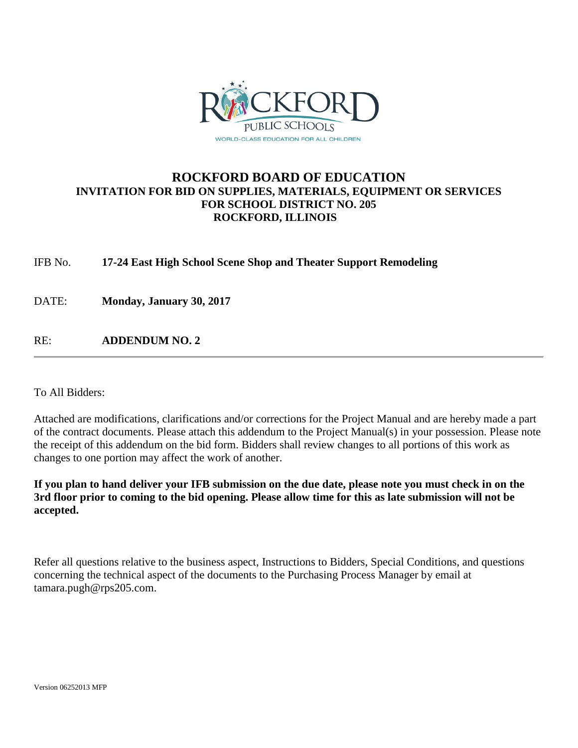ROCKFORD PUBLIC SCHOOLS

WORLD-CLASS EDUCATION FOR ALL CHILDREN

# ROCKFORD BOARD OF EDUCATION

## INVITATION FOR BID ON SUPPLIES, MATERIALS, EQUIPMENT OR SERVICES FOR SCHOOL DISTRICT NO. 205 ROCKFORD, ILLINOIS

IFB No. **17-24 East High School Scene Shop and Theater Support Remodeling**

DATE: **Monday, January 30, 2017**

RE: **ADDENDUM NO. 2**

---

To All Bidders:

Attached are modifications, clarifications and/or corrections for the Project Manual and are hereby made a part of the contract documents. Please attach this addendum to the Project Manual(s) in your possession. Please note the receipt of this addendum on the bid form. Bidders shall review changes to all portions of this work as changes to one portion may affect the work of another.

**If you plan to hand deliver your IFB submission on the due date, please note you must check in on the 3rd floor prior to coming to the bid opening. Please allow time for this as late submission will not be accepted.**

Refer all questions relative to the business aspect, Instructions to Bidders, Special Conditions, and questions concerning the technical aspect of the documents to the Purchasing Process Manager by email at tamara.pugh@rps205.com.

Version 06252013 MFP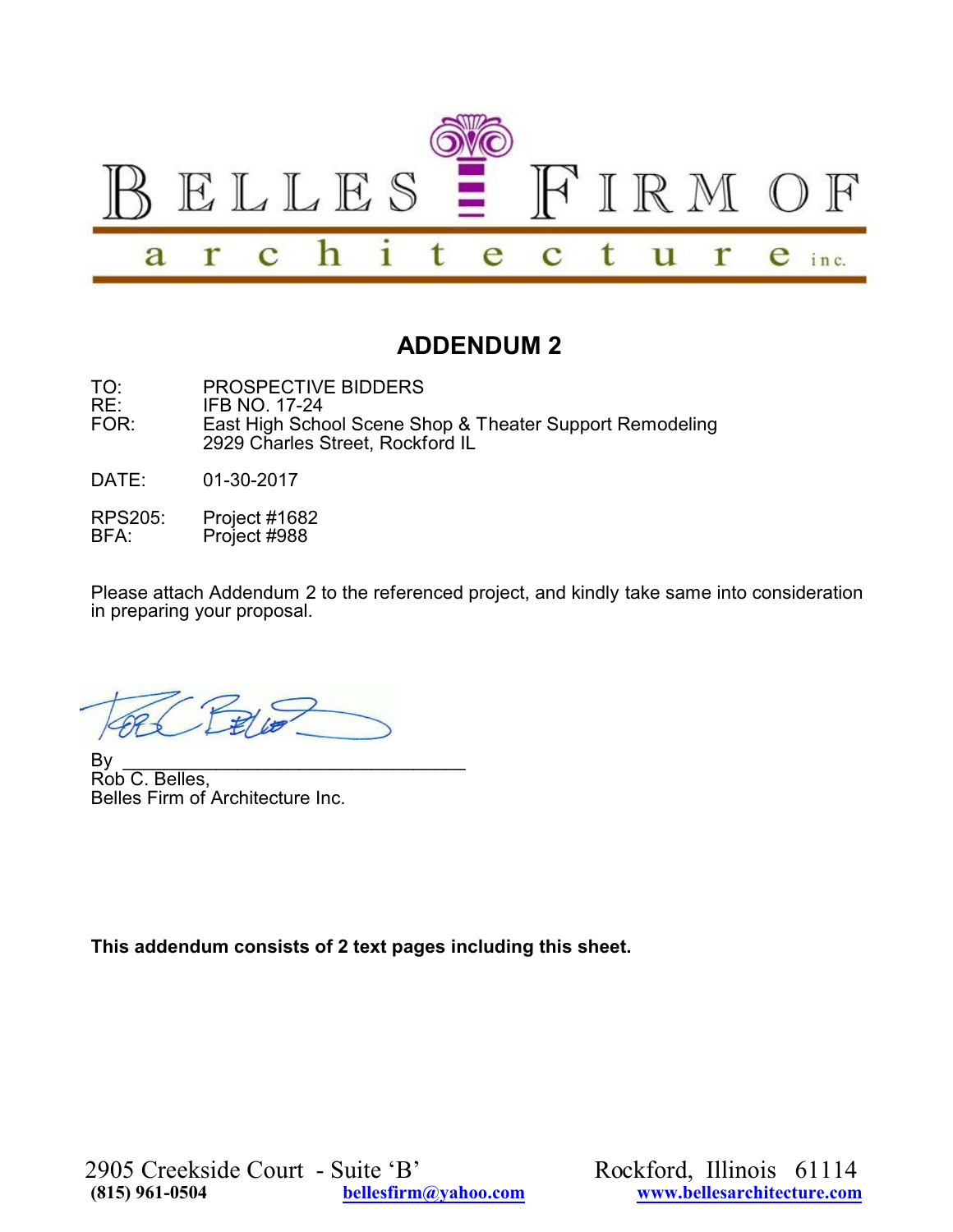# BELLES FIRM OF architecture inc.

## ADDENDUM 2

TO: PROSPECTIVE BIDDERS
RE: IFB NO. 17-24
FOR: East High School Scene Shop & Theater Support Remodeling
2929 Charles Street, Rockford IL

DATE: 01-30-2017

RPS205: Project #1682
BFA: Project #988

Please attach Addendum 2 to the referenced project, and kindly take same into consideration in preparing your proposal.

By ________________________________
Rob C. Belles,
Belles Firm of Architecture Inc.

**This addendum consists of 2 text pages including this sheet.**

2905 Creekside Court - Suite 'B' Rockford, Illinois 61114
**(815) 961-0504** **bellesfirm@yahoo.com** **www.bellesarchitecture.com**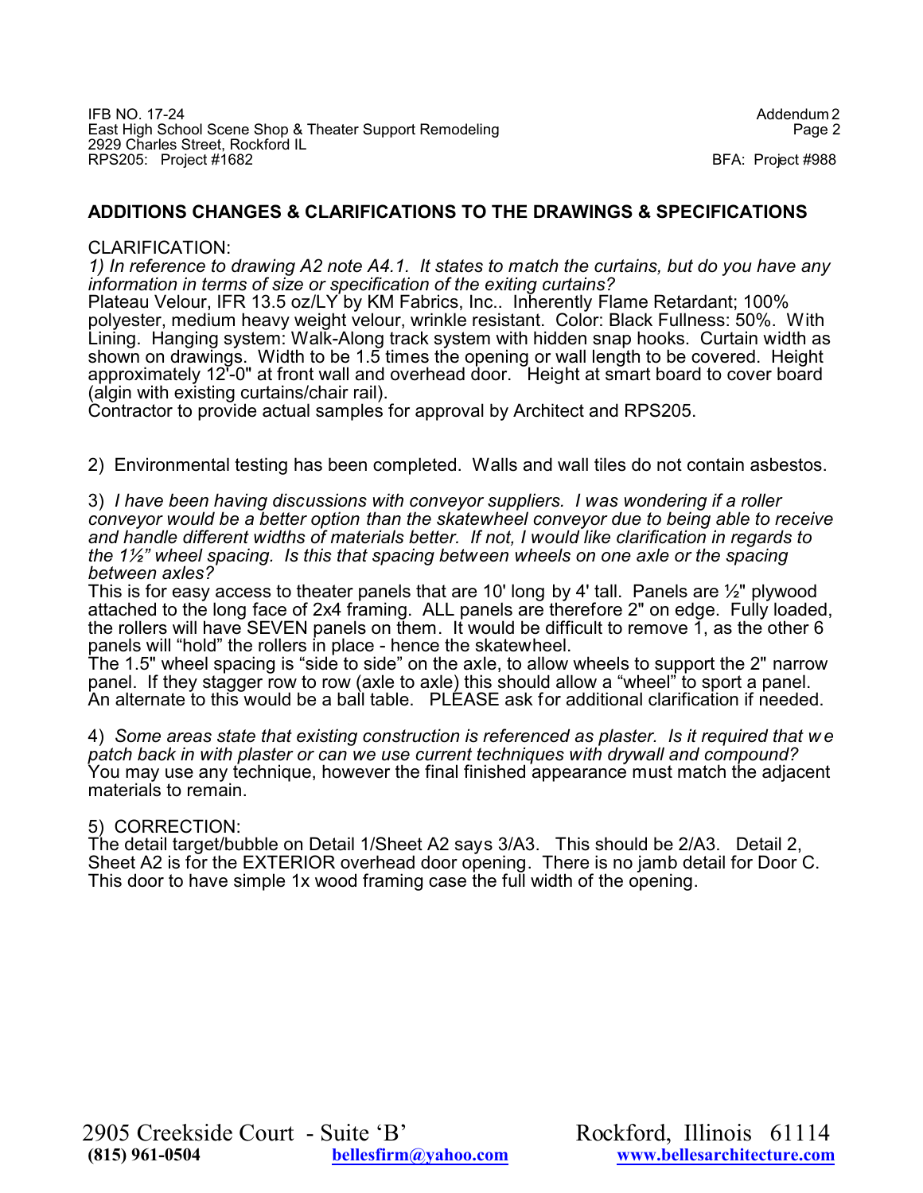## ADDITIONS CHANGES & CLARIFICATIONS TO THE DRAWINGS & SPECIFICATIONS

CLARIFICATION:

*1) In reference to drawing A2 note A4.1. It states to match the curtains, but do you have any information in terms of size or specification of the exiting curtains?*

Plateau Velour, IFR 13.5 oz/LY by KM Fabrics, Inc.. Inherently Flame Retardant; 100% polyester, medium heavy weight velour, wrinkle resistant. Color: Black Fullness: 50%. With Lining. Hanging system: Walk-Along track system with hidden snap hooks. Curtain width as shown on drawings. Width to be 1.5 times the opening or wall length to be covered. Height approximately 12'-0" at front wall and overhead door. Height at smart board to cover board (algin with existing curtains/chair rail).

Contractor to provide actual samples for approval by Architect and RPS205.

2) Environmental testing has been completed. Walls and wall tiles do not contain asbestos.

3) *I have been having discussions with conveyor suppliers. I was wondering if a roller conveyor would be a better option than the skatewheel conveyor due to being able to receive and handle different widths of materials better. If not, I would like clarification in regards to the 1½" wheel spacing. Is this that spacing between wheels on one axle or the spacing between axles?*

This is for easy access to theater panels that are 10' long by 4' tall. Panels are ½" plywood attached to the long face of 2x4 framing. ALL panels are therefore 2" on edge. Fully loaded, the rollers will have SEVEN panels on them. It would be difficult to remove 1, as the other 6 panels will "hold" the rollers in place - hence the skatewheel.

The 1.5" wheel spacing is "side to side" on the axle, to allow wheels to support the 2" narrow panel. If they stagger row to row (axle to axle) this should allow a "wheel" to sport a panel. An alternate to this would be a ball table. PLEASE ask for additional clarification if needed.

4) *Some areas state that existing construction is referenced as plaster. Is it required that we patch back in with plaster or can we use current techniques with drywall and compound?*

You may use any technique, however the final finished appearance must match the adjacent materials to remain.

5) CORRECTION:

The detail target/bubble on Detail 1/Sheet A2 says 3/A3. This should be 2/A3. Detail 2, Sheet A2 is for the EXTERIOR overhead door opening. There is no jamb detail for Door C. This door to have simple 1x wood framing case the full width of the opening.